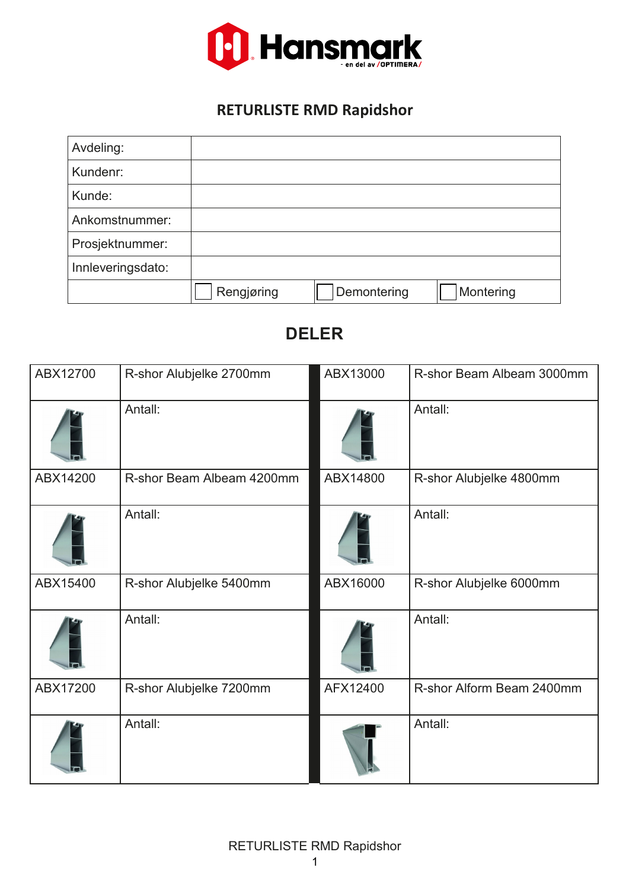# RETURLISTE RMD Rapidshor

| Avdeling: | | | |
|---|---|---|---|
| Kundenr: | | | |
| Kunde: | | | |
| Ankomstnummer: | | | |
| Prosjektnummer: | | | |
| Innleveringsdato: | | | |
| | ☐ Rengjøring | ☐ Demontering | ☐ Montering |

## DELER

| ABX12700 | R-shor Alubjelke 2700mm | ABX13000 | R-shor Beam Albeam 3000mm |
|---|---|---|---|
| | Antall: | | Antall: |
| ABX14200 | R-shor Beam Albeam 4200mm | ABX14800 | R-shor Alubjelke 4800mm |
| | Antall: | | Antall: |
| ABX15400 | R-shor Alubjelke 5400mm | ABX16000 | R-shor Alubjelke 6000mm |
| | Antall: | | Antall: |
| ABX17200 | R-shor Alubjelke 7200mm | AFX12400 | R-shor Alform Beam 2400mm |
| | Antall: | | Antall: |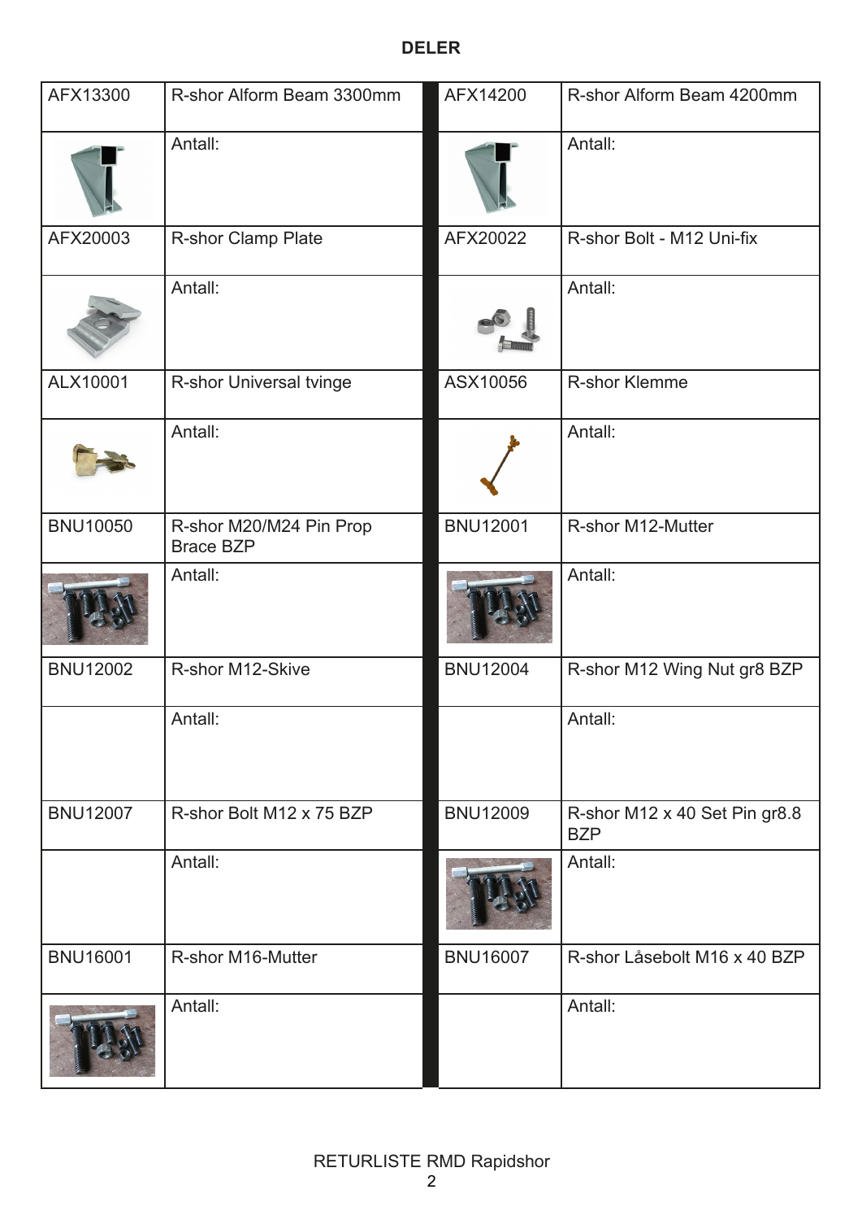# DELER

| Kode | Beskrivelse | Kode | Beskrivelse |
|---|---|---|---|
| AFX13300 | R-shor Alform Beam 3300mm | AFX14200 | R-shor Alform Beam 4200mm |
| | Antall: | | Antall: |
| AFX20003 | R-shor Clamp Plate | AFX20022 | R-shor Bolt - M12 Uni-fix |
| | Antall: | | Antall: |
| ALX10001 | R-shor Universal tvinge | ASX10056 | R-shor Klemme |
| | Antall: | | Antall: |
| BNU10050 | R-shor M20/M24 Pin Prop Brace BZP | BNU12001 | R-shor M12-Mutter |
| | Antall: | | Antall: |
| BNU12002 | R-shor M12-Skive | BNU12004 | R-shor M12 Wing Nut gr8 BZP |
| | Antall: | | Antall: |
| BNU12007 | R-shor Bolt M12 x 75 BZP | BNU12009 | R-shor M12 x 40 Set Pin gr8.8 BZP |
| | Antall: | | Antall: |
| BNU16001 | R-shor M16-Mutter | BNU16007 | R-shor Låsebolt M16 x 40 BZP |
| | Antall: | | Antall: |

RETURLISTE RMD Rapidshor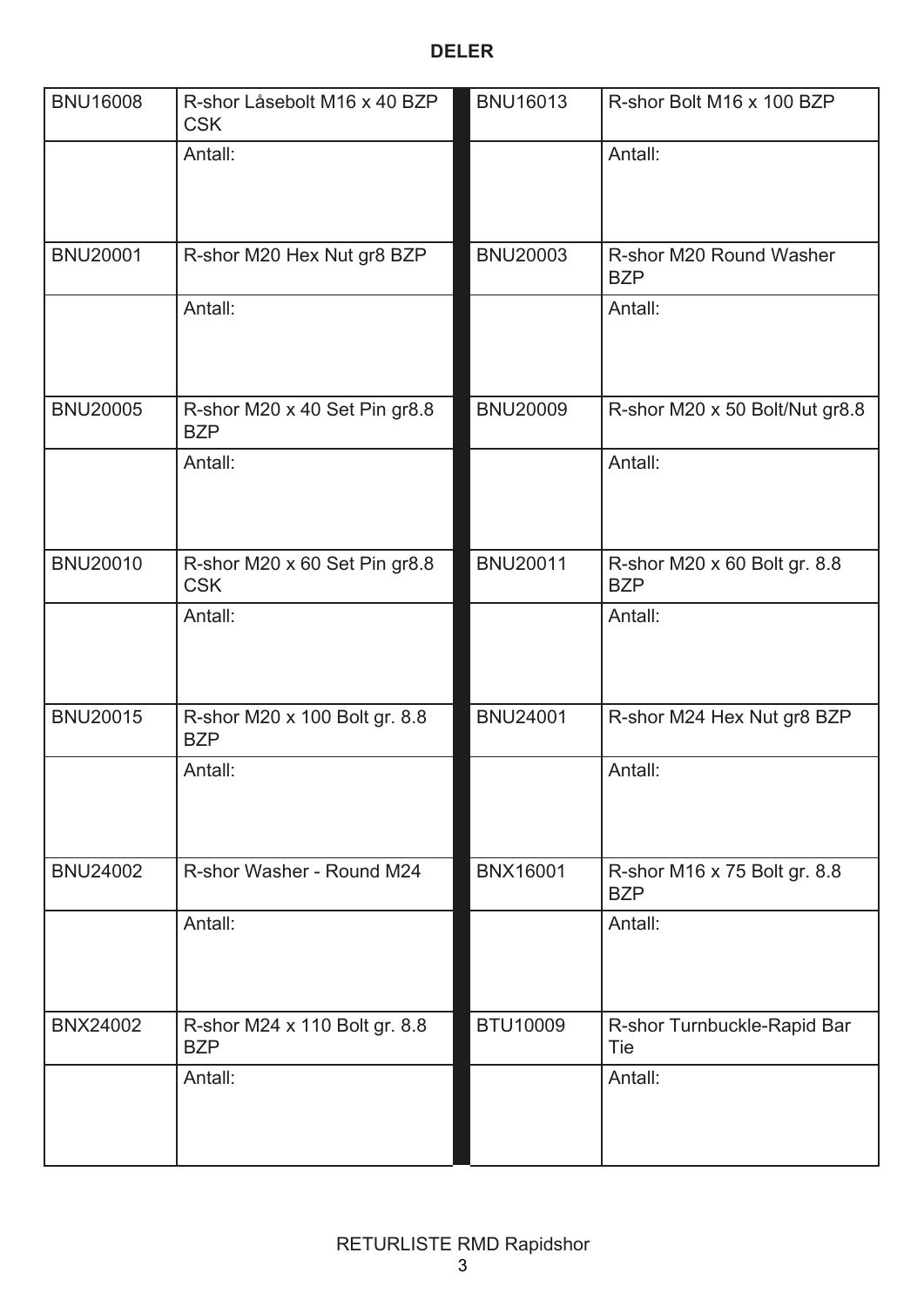**DELER**

| | | | |
|---|---|---|---|
| BNU16008 | R-shor Låsebolt M16 x 40 BZP CSK | BNU16013 | R-shor Bolt M16 x 100 BZP |
| | Antall: | | Antall: |
| BNU20001 | R-shor M20 Hex Nut gr8 BZP | BNU20003 | R-shor M20 Round Washer BZP |
| | Antall: | | Antall: |
| BNU20005 | R-shor M20 x 40 Set Pin gr8.8 BZP | BNU20009 | R-shor M20 x 50 Bolt/Nut gr8.8 |
| | Antall: | | Antall: |
| BNU20010 | R-shor M20 x 60 Set Pin gr8.8 CSK | BNU20011 | R-shor M20 x 60 Bolt gr. 8.8 BZP |
| | Antall: | | Antall: |
| BNU20015 | R-shor M20 x 100 Bolt gr. 8.8 BZP | BNU24001 | R-shor M24 Hex Nut gr8 BZP |
| | Antall: | | Antall: |
| BNU24002 | R-shor Washer - Round M24 | BNX16001 | R-shor M16 x 75 Bolt gr. 8.8 BZP |
| | Antall: | | Antall: |
| BNX24002 | R-shor M24 x 110 Bolt gr. 8.8 BZP | BTU10009 | R-shor Turnbuckle-Rapid Bar Tie |
| | Antall: | | Antall: |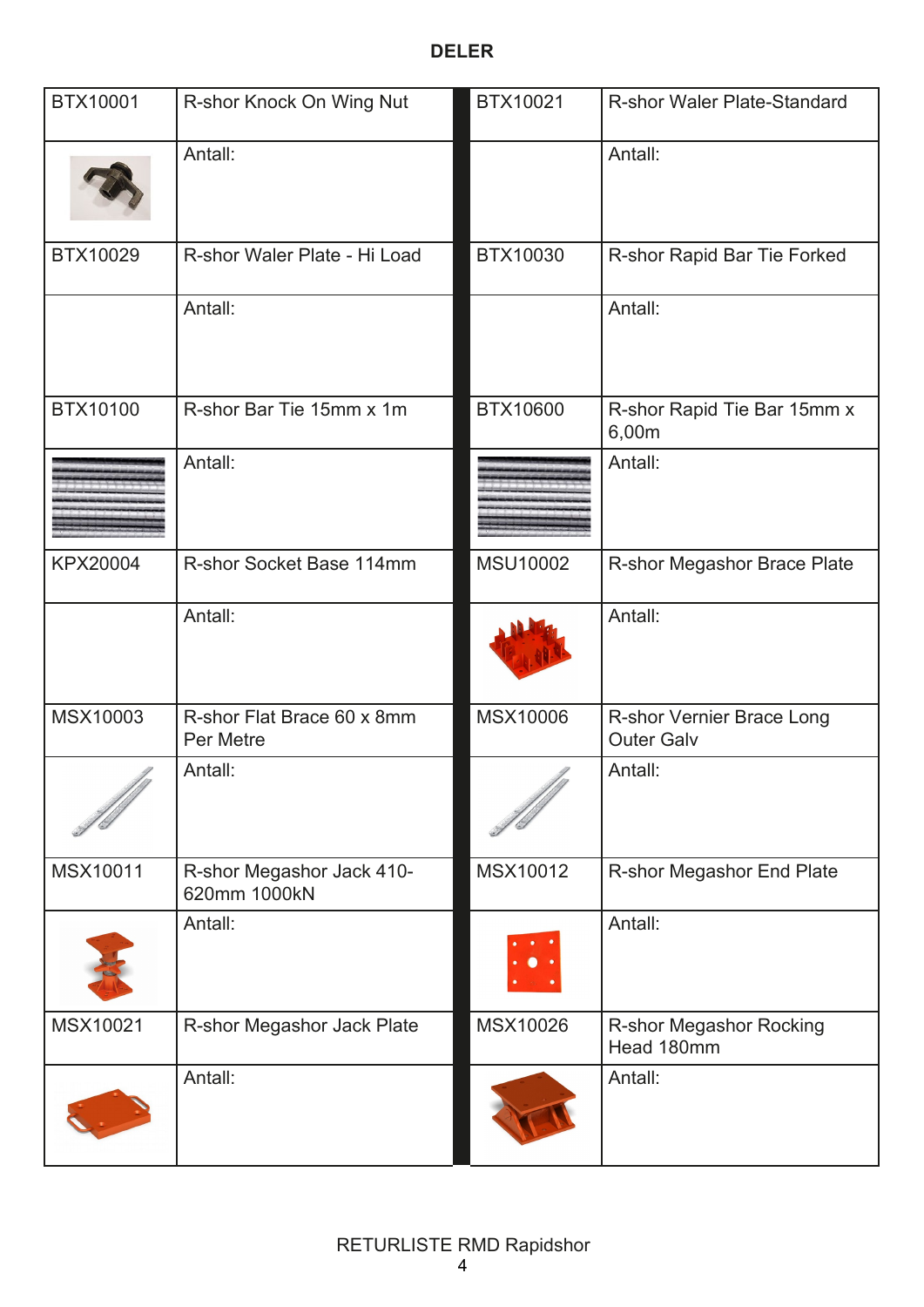## DELER

| | | | |
|---|---|---|---|
| BTX10001 | R-shor Knock On Wing Nut | BTX10021 | R-shor Waler Plate-Standard |
| | Antall: | | Antall: |
| BTX10029 | R-shor Waler Plate - Hi Load | BTX10030 | R-shor Rapid Bar Tie Forked |
| | Antall: | | Antall: |
| BTX10100 | R-shor Bar Tie 15mm x 1m | BTX10600 | R-shor Rapid Tie Bar 15mm x 6,00m |
| | Antall: | | Antall: |
| KPX20004 | R-shor Socket Base 114mm | MSU10002 | R-shor Megashor Brace Plate |
| | Antall: | | Antall: |
| MSX10003 | R-shor Flat Brace 60 x 8mm Per Metre | MSX10006 | R-shor Vernier Brace Long Outer Galv |
| | Antall: | | Antall: |
| MSX10011 | R-shor Megashor Jack 410-620mm 1000kN | MSX10012 | R-shor Megashor End Plate |
| | Antall: | | Antall: |
| MSX10021 | R-shor Megashor Jack Plate | MSX10026 | R-shor Megashor Rocking Head 180mm |
| | Antall: | | Antall: |

RETURLISTE RMD Rapidshor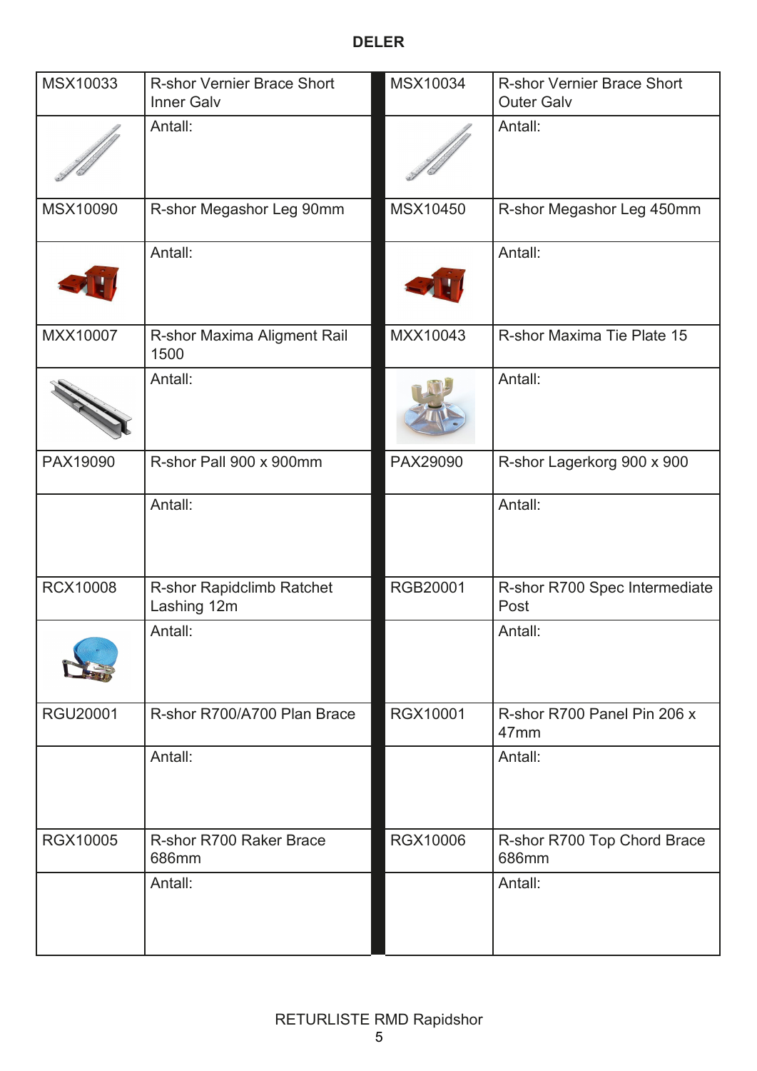**DELER**

| Kode | Beskrivelse | Kode | Beskrivelse |
|---|---|---|---|
| MSX10033 | R-shor Vernier Brace Short Inner Galv | MSX10034 | R-shor Vernier Brace Short Outer Galv |
| | Antall: | | Antall: |
| MSX10090 | R-shor Megashor Leg 90mm | MSX10450 | R-shor Megashor Leg 450mm |
| | Antall: | | Antall: |
| MXX10007 | R-shor Maxima Aligment Rail 1500 | MXX10043 | R-shor Maxima Tie Plate 15 |
| | Antall: | | Antall: |
| PAX19090 | R-shor Pall 900 x 900mm | PAX29090 | R-shor Lagerkorg 900 x 900 |
| | Antall: | | Antall: |
| RCX10008 | R-shor Rapidclimb Ratchet Lashing 12m | RGB20001 | R-shor R700 Spec Intermediate Post |
| | Antall: | | Antall: |
| RGU20001 | R-shor R700/A700 Plan Brace | RGX10001 | R-shor R700 Panel Pin 206 x 47mm |
| | Antall: | | Antall: |
| RGX10005 | R-shor R700 Raker Brace 686mm | RGX10006 | R-shor R700 Top Chord Brace 686mm |
| | Antall: | | Antall: |

RETURLISTE RMD Rapidshor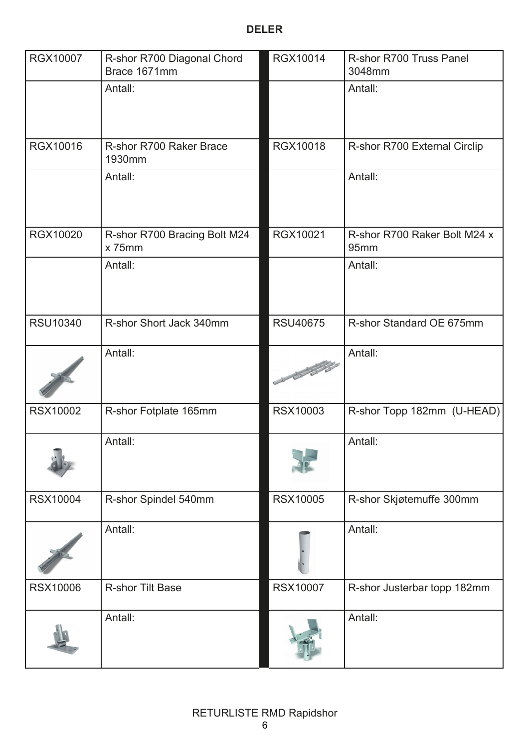**DELER**

| | | | |
|---|---|---|---|
| RGX10007 | R-shor R700 Diagonal Chord Brace 1671mm | RGX10014 | R-shor R700 Truss Panel 3048mm |
| | Antall: | | Antall: |
| RGX10016 | R-shor R700 Raker Brace 1930mm | RGX10018 | R-shor R700 External Circlip |
| | Antall: | | Antall: |
| RGX10020 | R-shor R700 Bracing Bolt M24 x 75mm | RGX10021 | R-shor R700 Raker Bolt M24 x 95mm |
| | Antall: | | Antall: |
| RSU10340 | R-shor Short Jack 340mm | RSU40675 | R-shor Standard OE 675mm |
| | Antall: | | Antall: |
| RSX10002 | R-shor Fotplate 165mm | RSX10003 | R-shor Topp 182mm (U-HEAD) |
| | Antall: | | Antall: |
| RSX10004 | R-shor Spindel 540mm | RSX10005 | R-shor Skjøtemuffe 300mm |
| | Antall: | | Antall: |
| RSX10006 | R-shor Tilt Base | RSX10007 | R-shor Justerbar topp 182mm |
| | Antall: | | Antall: |

RETURLISTE RMD Rapidshor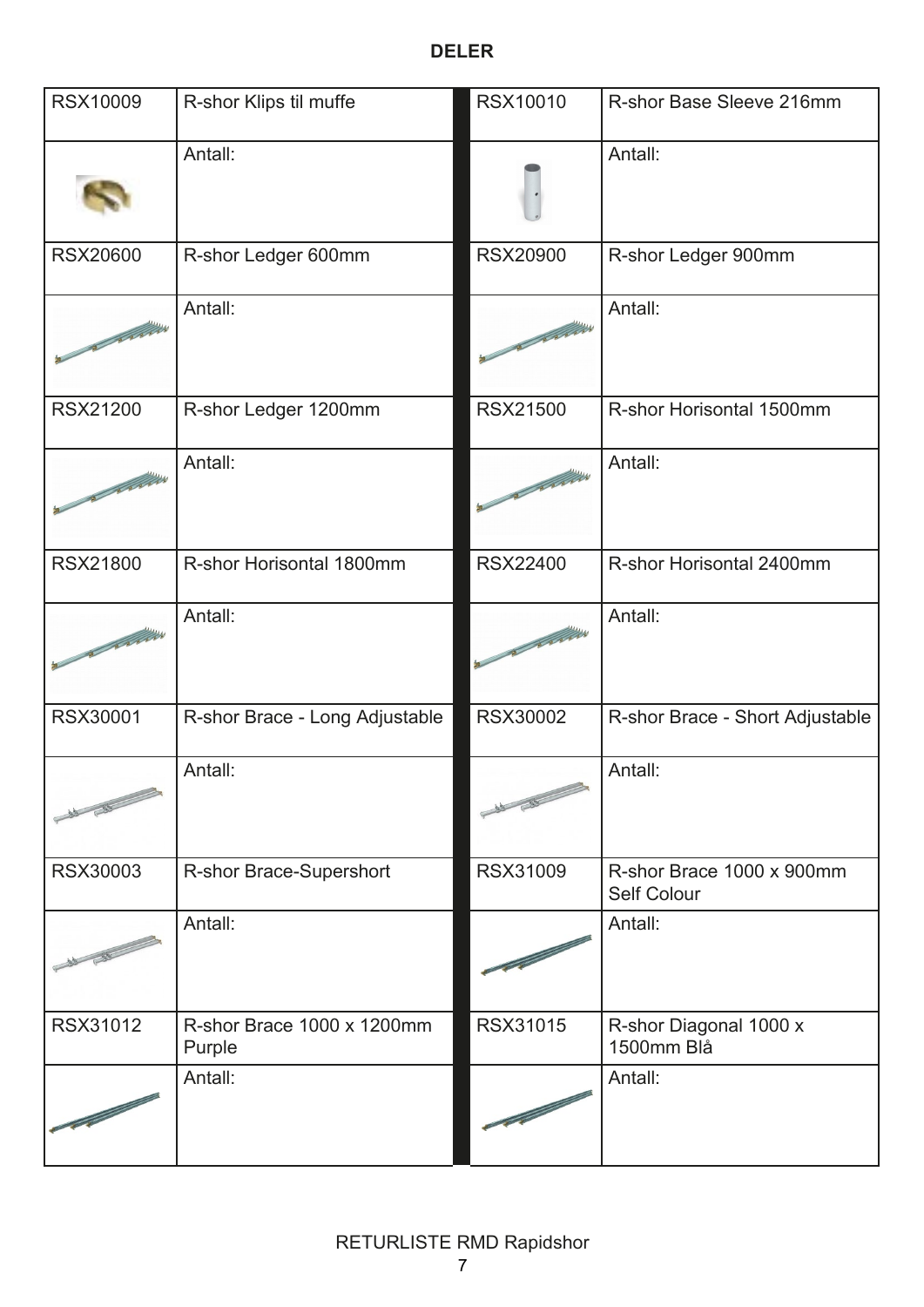**DELER**

| | | | |
|---|---|---|---|
| RSX10009 | R-shor Klips til muffe | RSX10010 | R-shor Base Sleeve 216mm |
| | Antall: | | Antall: |
| RSX20600 | R-shor Ledger 600mm | RSX20900 | R-shor Ledger 900mm |
| | Antall: | | Antall: |
| RSX21200 | R-shor Ledger 1200mm | RSX21500 | R-shor Horisontal 1500mm |
| | Antall: | | Antall: |
| RSX21800 | R-shor Horisontal 1800mm | RSX22400 | R-shor Horisontal 2400mm |
| | Antall: | | Antall: |
| RSX30001 | R-shor Brace - Long Adjustable | RSX30002 | R-shor Brace - Short Adjustable |
| | Antall: | | Antall: |
| RSX30003 | R-shor Brace-Supershort | RSX31009 | R-shor Brace 1000 x 900mm Self Colour |
| | Antall: | | Antall: |
| RSX31012 | R-shor Brace 1000 x 1200mm Purple | RSX31015 | R-shor Diagonal 1000 x 1500mm Blå |
| | Antall: | | Antall: |

RETURLISTE RMD Rapidshor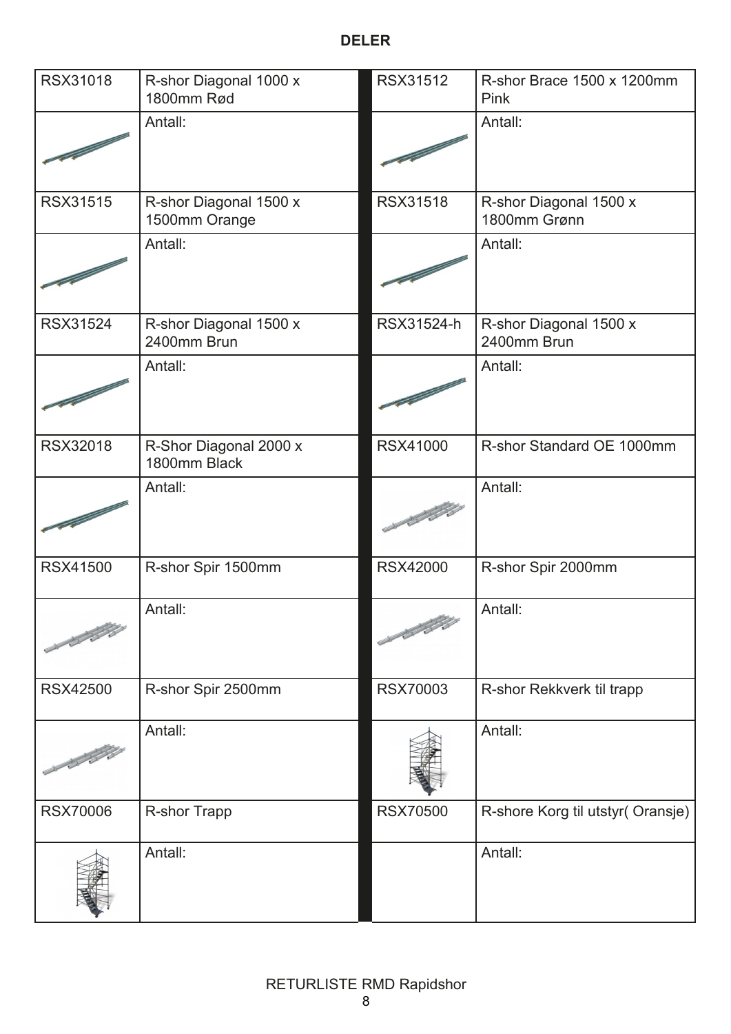**DELER**

| | | | |
|---|---|---|---|
| RSX31018 | R-shor Diagonal 1000 x 1800mm Rød | RSX31512 | R-shor Brace 1500 x 1200mm Pink |
| | Antall: | | Antall: |
| RSX31515 | R-shor Diagonal 1500 x 1500mm Orange | RSX31518 | R-shor Diagonal 1500 x 1800mm Grønn |
| | Antall: | | Antall: |
| RSX31524 | R-shor Diagonal 1500 x 2400mm Brun | RSX31524-h | R-shor Diagonal 1500 x 2400mm Brun |
| | Antall: | | Antall: |
| RSX32018 | R-Shor Diagonal 2000 x 1800mm Black | RSX41000 | R-shor Standard OE 1000mm |
| | Antall: | | Antall: |
| RSX41500 | R-shor Spir 1500mm | RSX42000 | R-shor Spir 2000mm |
| | Antall: | | Antall: |
| RSX42500 | R-shor Spir 2500mm | RSX70003 | R-shor Rekkverk til trapp |
| | Antall: | | Antall: |
| RSX70006 | R-shor Trapp | RSX70500 | R-shore Korg til utstyr( Oransje) |
| | Antall: | | Antall: |

RETURLISTE RMD Rapidshor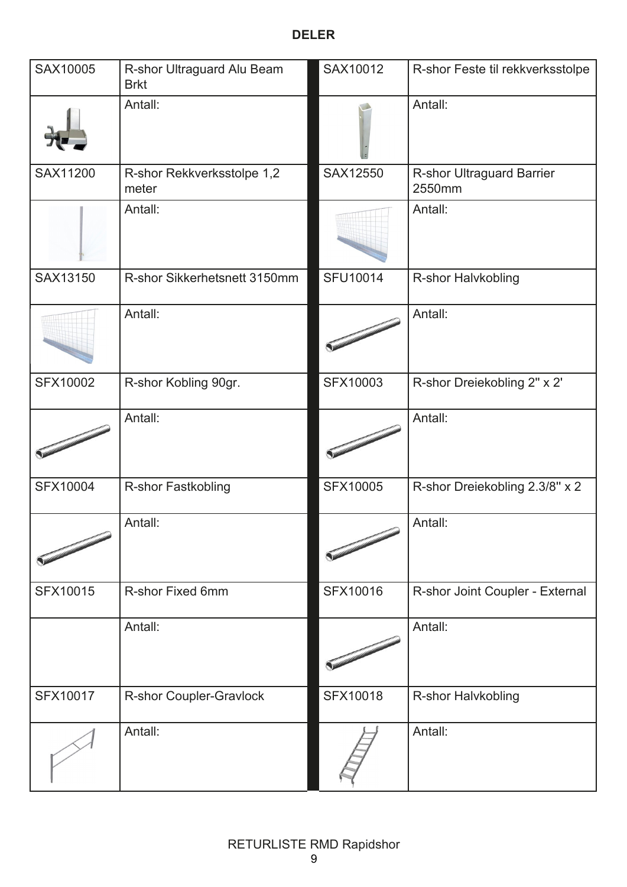**DELER**

| | | | |
|---|---|---|---|
| SAX10005 | R-shor Ultraguard Alu Beam Brkt | SAX10012 | R-shor Feste til rekkverksstolpe |
| | Antall: | | Antall: |
| SAX11200 | R-shor Rekkverksstolpe 1,2 meter | SAX12550 | R-shor Ultraguard Barrier 2550mm |
| | Antall: | | Antall: |
| SAX13150 | R-shor Sikkerhetsnett 3150mm | SFU10014 | R-shor Halvkobling |
| | Antall: | | Antall: |
| SFX10002 | R-shor Kobling 90gr. | SFX10003 | R-shor Dreiekobling 2" x 2' |
| | Antall: | | Antall: |
| SFX10004 | R-shor Fastkobling | SFX10005 | R-shor Dreiekobling 2.3/8" x 2 |
| | Antall: | | Antall: |
| SFX10015 | R-shor Fixed 6mm | SFX10016 | R-shor Joint Coupler - External |
| | Antall: | | Antall: |
| SFX10017 | R-shor Coupler-Gravlock | SFX10018 | R-shor Halvkobling |
| | Antall: | | Antall: |

RETURLISTE RMD Rapidshor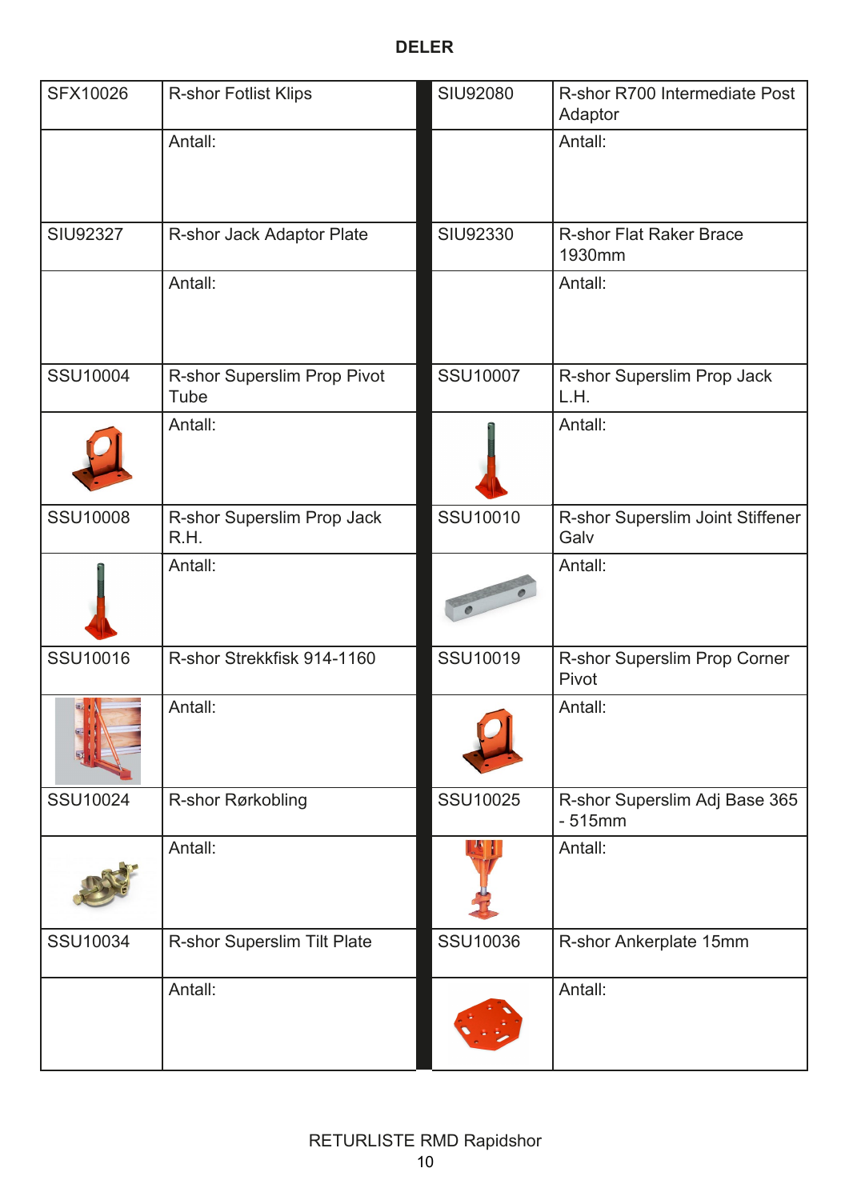## DELER

| | | | |
|---|---|---|---|
| SFX10026 | R-shor Fotlist Klips | SIU92080 | R-shor R700 Intermediate Post Adaptor |
| | Antall: | | Antall: |
| SIU92327 | R-shor Jack Adaptor Plate | SIU92330 | R-shor Flat Raker Brace 1930mm |
| | Antall: | | Antall: |
| SSU10004 | R-shor Superslim Prop Pivot Tube | SSU10007 | R-shor Superslim Prop Jack L.H. |
| | Antall: | | Antall: |
| SSU10008 | R-shor Superslim Prop Jack R.H. | SSU10010 | R-shor Superslim Joint Stiffener Galv |
| | Antall: | | Antall: |
| SSU10016 | R-shor Strekkfisk 914-1160 | SSU10019 | R-shor Superslim Prop Corner Pivot |
| | Antall: | | Antall: |
| SSU10024 | R-shor Rørkobling | SSU10025 | R-shor Superslim Adj Base 365 - 515mm |
| | Antall: | | Antall: |
| SSU10034 | R-shor Superslim Tilt Plate | SSU10036 | R-shor Ankerplate 15mm |
| | Antall: | | Antall: |

RETURLISTE RMD Rapidshor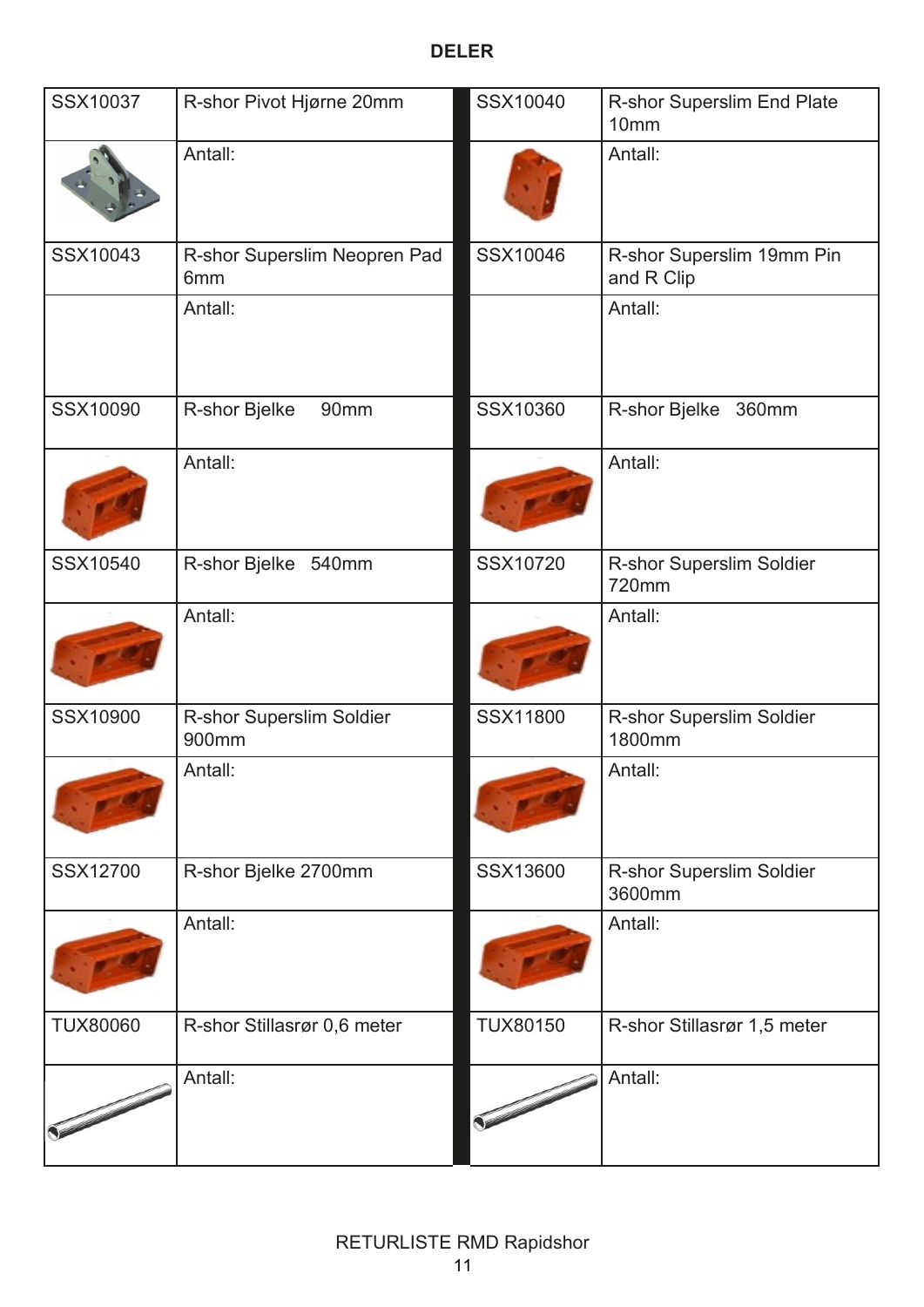**DELER**

| | | | |
|---|---|---|---|
| SSX10037 | R-shor Pivot Hjørne 20mm | SSX10040 | R-shor Superslim End Plate 10mm |
| | Antall: | | Antall: |
| SSX10043 | R-shor Superslim Neopren Pad 6mm | SSX10046 | R-shor Superslim 19mm Pin and R Clip |
| | Antall: | | Antall: |
| SSX10090 | R-shor Bjelke 90mm | SSX10360 | R-shor Bjelke 360mm |
| | Antall: | | Antall: |
| SSX10540 | R-shor Bjelke 540mm | SSX10720 | R-shor Superslim Soldier 720mm |
| | Antall: | | Antall: |
| SSX10900 | R-shor Superslim Soldier 900mm | SSX11800 | R-shor Superslim Soldier 1800mm |
| | Antall: | | Antall: |
| SSX12700 | R-shor Bjelke 2700mm | SSX13600 | R-shor Superslim Soldier 3600mm |
| | Antall: | | Antall: |
| TUX80060 | R-shor Stillasrør 0,6 meter | TUX80150 | R-shor Stillasrør 1,5 meter |
| | Antall: | | Antall: |

RETURLISTE RMD Rapidshor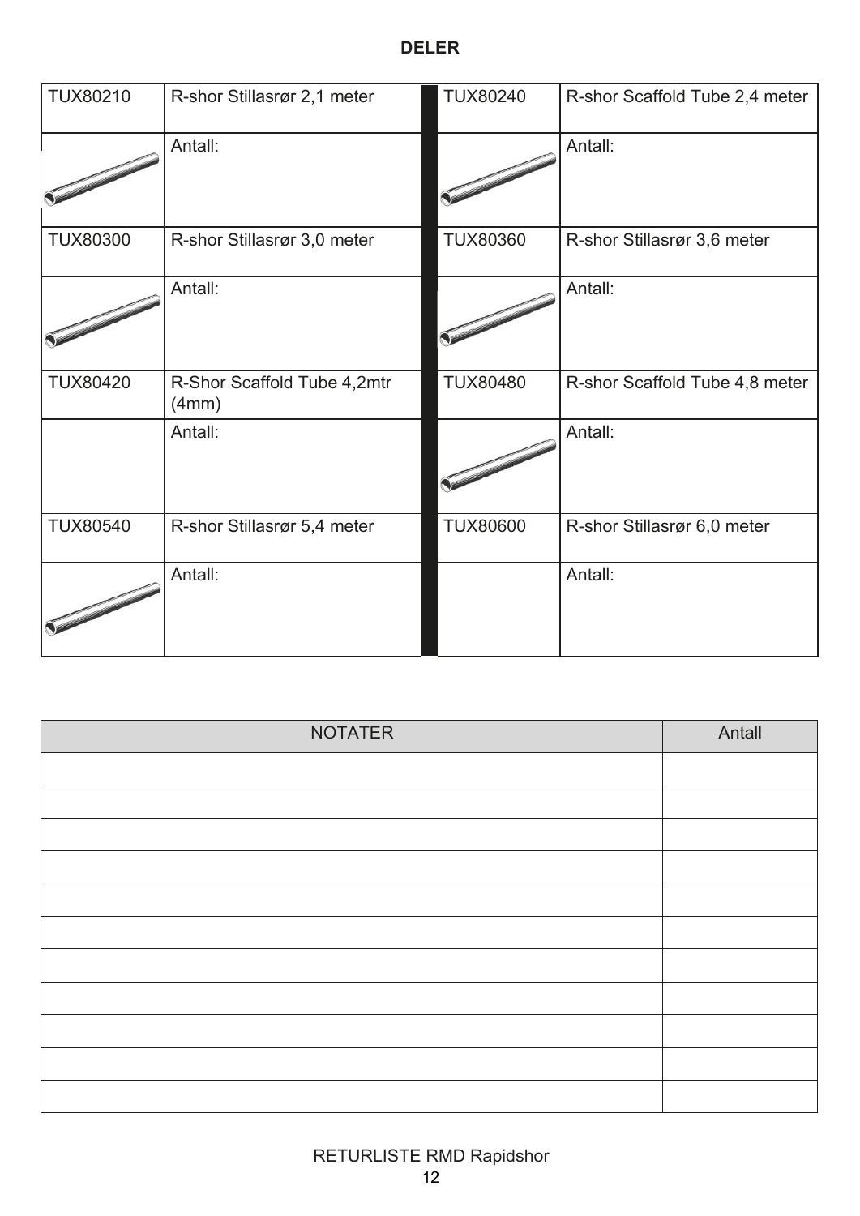**DELER**

| | | | |
|---|---|---|---|
| TUX80210 | R-shor Stillasrør 2,1 meter | TUX80240 | R-shor Scaffold Tube 2,4 meter |
| | Antall: | | Antall: |
| TUX80300 | R-shor Stillasrør 3,0 meter | TUX80360 | R-shor Stillasrør 3,6 meter |
| | Antall: | | Antall: |
| TUX80420 | R-Shor Scaffold Tube 4,2mtr (4mm) | TUX80480 | R-shor Scaffold Tube 4,8 meter |
| | Antall: | | Antall: |
| TUX80540 | R-shor Stillasrør 5,4 meter | TUX80600 | R-shor Stillasrør 6,0 meter |
| | Antall: | | Antall: |

| NOTATER | Antall |
|---|---|
| | |
| | |
| | |
| | |
| | |
| | |
| | |
| | |
| | |
| | |
| | |

RETURLISTE RMD Rapidshor